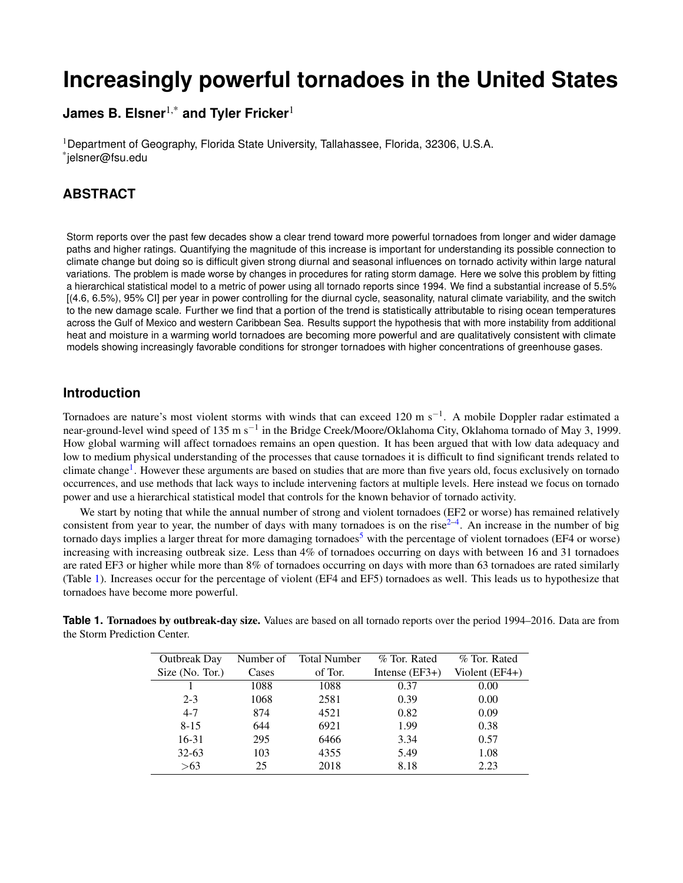# Increasingly powerful tornadoes in the United States

**James B. Elsner[1,*] and Tyler Fricker[1]**

[1]Department of Geography, Florida State University, Tallahassee, Florida, 32306, U.S.A.
[*]jelsner@fsu.edu

## ABSTRACT

Storm reports over the past few decades show a clear trend toward more powerful tornadoes from longer and wider damage paths and higher ratings. Quantifying the magnitude of this increase is important for understanding its possible connection to climate change but doing so is difficult given strong diurnal and seasonal influences on tornado activity within large natural variations. The problem is made worse by changes in procedures for rating storm damage. Here we solve this problem by fitting a hierarchical statistical model to a metric of power using all tornado reports since 1994. We find a substantial increase of 5.5% [(4.6, 6.5%), 95% CI] per year in power controlling for the diurnal cycle, seasonality, natural climate variability, and the switch to the new damage scale. Further we find that a portion of the trend is statistically attributable to rising ocean temperatures across the Gulf of Mexico and western Caribbean Sea. Results support the hypothesis that with more instability from additional heat and moisture in a warming world tornadoes are becoming more powerful and are qualitatively consistent with climate models showing increasingly favorable conditions for stronger tornadoes with higher concentrations of greenhouse gases.

## Introduction

Tornadoes are nature's most violent storms with winds that can exceed 120 m s$^{-1}$. A mobile Doppler radar estimated a near-ground-level wind speed of 135 m s$^{-1}$ in the Bridge Creek/Moore/Oklahoma City, Oklahoma tornado of May 3, 1999. How global warming will affect tornadoes remains an open question. It has been argued that with low data adequacy and low to medium physical understanding of the processes that cause tornadoes it is difficult to find significant trends related to climate change[1]. However these arguments are based on studies that are more than five years old, focus exclusively on tornado occurrences, and use methods that lack ways to include intervening factors at multiple levels. Here instead we focus on tornado power and use a hierarchical statistical model that controls for the known behavior of tornado activity.

We start by noting that while the annual number of strong and violent tornadoes (EF2 or worse) has remained relatively consistent from year to year, the number of days with many tornadoes is on the rise[2–4]. An increase in the number of big tornado days implies a larger threat for more damaging tornadoes[5] with the percentage of violent tornadoes (EF4 or worse) increasing with increasing outbreak size. Less than 4% of tornadoes occurring on days with between 16 and 31 tornadoes are rated EF3 or higher while more than 8% of tornadoes occurring on days with more than 63 tornadoes are rated similarly (Table 1). Increases occur for the percentage of violent (EF4 and EF5) tornadoes as well. This leads us to hypothesize that tornadoes have become more powerful.

**Table 1. Tornadoes by outbreak-day size.** Values are based on all tornado reports over the period 1994–2016. Data are from the Storm Prediction Center.

| Outbreak Day Size (No. Tor.) | Number of Cases | Total Number of Tor. | % Tor. Rated Intense (EF3+) | % Tor. Rated Violent (EF4+) |
|---|---|---|---|---|
| 1 | 1088 | 1088 | 0.37 | 0.00 |
| 2-3 | 1068 | 2581 | 0.39 | 0.00 |
| 4-7 | 874 | 4521 | 0.82 | 0.09 |
| 8-15 | 644 | 6921 | 1.99 | 0.38 |
| 16-31 | 295 | 6466 | 3.34 | 0.57 |
| 32-63 | 103 | 4355 | 5.49 | 1.08 |
| >63 | 25 | 2018 | 8.18 | 2.23 |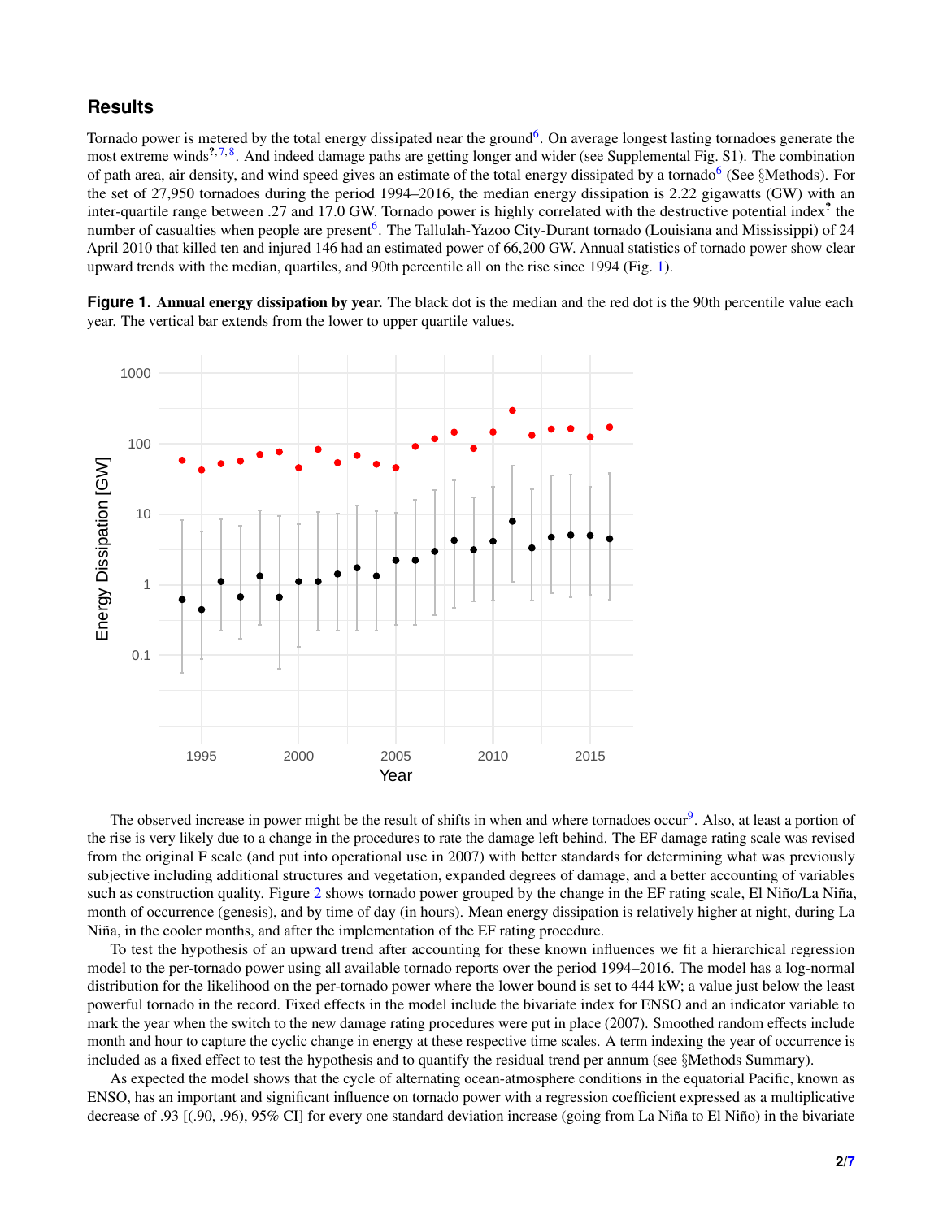## Results

Tornado power is metered by the total energy dissipated near the ground[6]. On average longest lasting tornadoes generate the most extreme winds[?,7,8]. And indeed damage paths are getting longer and wider (see Supplemental Fig. S1). The combination of path area, air density, and wind speed gives an estimate of the total energy dissipated by a tornado[6] (See §Methods). For the set of 27,950 tornadoes during the period 1994–2016, the median energy dissipation is 2.22 gigawatts (GW) with an inter-quartile range between .27 and 17.0 GW. Tornado power is highly correlated with the destructive potential index[?] the number of casualties when people are present[6]. The Tallulah-Yazoo City-Durant tornado (Louisiana and Mississippi) of 24 April 2010 that killed ten and injured 146 had an estimated power of 66,200 GW. Annual statistics of tornado power show clear upward trends with the median, quartiles, and 90th percentile all on the rise since 1994 (Fig. 1).

**Figure 1. Annual energy dissipation by year.** The black dot is the median and the red dot is the 90th percentile value each year. The vertical bar extends from the lower to upper quartile values.

The observed increase in power might be the result of shifts in when and where tornadoes occur[9]. Also, at least a portion of the rise is very likely due to a change in the procedures to rate the damage left behind. The EF damage rating scale was revised from the original F scale (and put into operational use in 2007) with better standards for determining what was previously subjective including additional structures and vegetation, expanded degrees of damage, and a better accounting of variables such as construction quality. Figure 2 shows tornado power grouped by the change in the EF rating scale, El Niño/La Niña, month of occurrence (genesis), and by time of day (in hours). Mean energy dissipation is relatively higher at night, during La Niña, in the cooler months, and after the implementation of the EF rating procedure.

To test the hypothesis of an upward trend after accounting for these known influences we fit a hierarchical regression model to the per-tornado power using all available tornado reports over the period 1994–2016. The model has a log-normal distribution for the likelihood on the per-tornado power where the lower bound is set to 444 kW; a value just below the least powerful tornado in the record. Fixed effects in the model include the bivariate index for ENSO and an indicator variable to mark the year when the switch to the new damage rating procedures were put in place (2007). Smoothed random effects include month and hour to capture the cyclic change in energy at these respective time scales. A term indexing the year of occurrence is included as a fixed effect to test the hypothesis and to quantify the residual trend per annum (see §Methods Summary).

As expected the model shows that the cycle of alternating ocean-atmosphere conditions in the equatorial Pacific, known as ENSO, has an important and significant influence on tornado power with a regression coefficient expressed as a multiplicative decrease of .93 [(.90, .96), 95% CI] for every one standard deviation increase (going from La Niña to El Niño) in the bivariate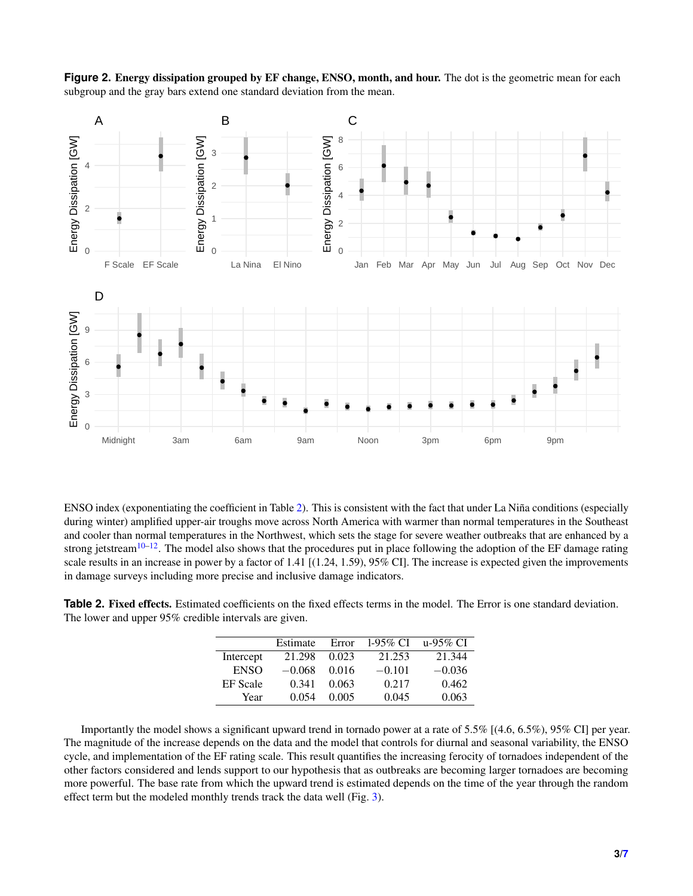**Figure 2. Energy dissipation grouped by EF change, ENSO, month, and hour.** The dot is the geometric mean for each subgroup and the gray bars extend one standard deviation from the mean.

ENSO index (exponentiating the coefficient in Table 2). This is consistent with the fact that under La Niña conditions (especially during winter) amplified upper-air troughs move across North America with warmer than normal temperatures in the Southeast and cooler than normal temperatures in the Northwest, which sets the stage for severe weather outbreaks that are enhanced by a strong jetstream[10–12]. The model also shows that the procedures put in place following the adoption of the EF damage rating scale results in an increase in power by a factor of 1.41 [(1.24, 1.59), 95% CI]. The increase is expected given the improvements in damage surveys including more precise and inclusive damage indicators.

**Table 2. Fixed effects.** Estimated coefficients on the fixed effects terms in the model. The Error is one standard deviation. The lower and upper 95% credible intervals are given.

| | Estimate | Error | l-95% CI | u-95% CI |
|---|---|---|---|---|
| Intercept | 21.298 | 0.023 | 21.253 | 21.344 |
| ENSO | −0.068 | 0.016 | −0.101 | −0.036 |
| EF Scale | 0.341 | 0.063 | 0.217 | 0.462 |
| Year | 0.054 | 0.005 | 0.045 | 0.063 |

Importantly the model shows a significant upward trend in tornado power at a rate of 5.5% [(4.6, 6.5%), 95% CI] per year. The magnitude of the increase depends on the data and the model that controls for diurnal and seasonal variability, the ENSO cycle, and implementation of the EF rating scale. This result quantifies the increasing ferocity of tornadoes independent of the other factors considered and lends support to our hypothesis that as outbreaks are becoming larger tornadoes are becoming more powerful. The base rate from which the upward trend is estimated depends on the time of the year through the random effect term but the modeled monthly trends track the data well (Fig. 3).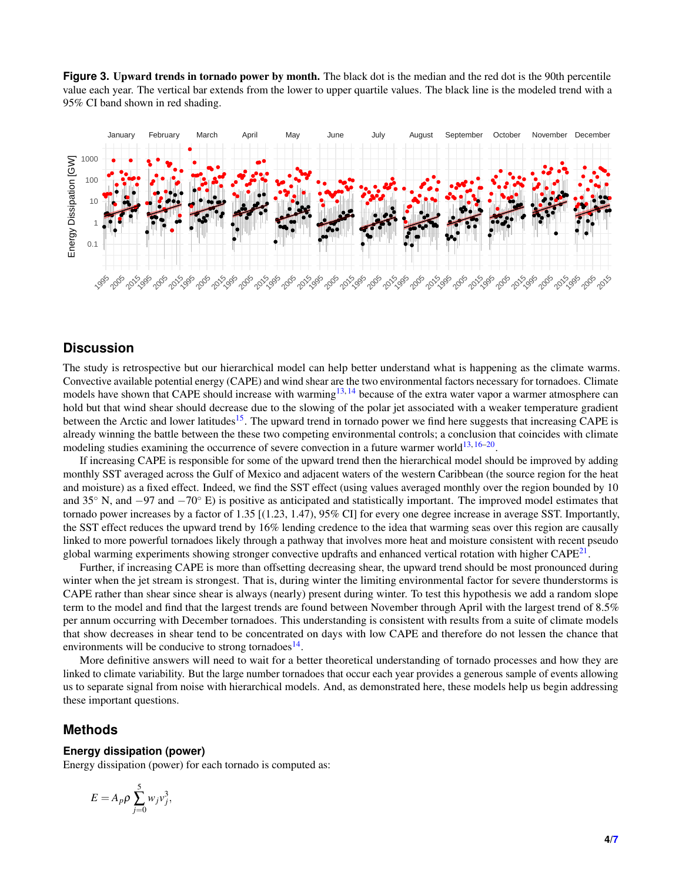**Figure 3. Upward trends in tornado power by month.** The black dot is the median and the red dot is the 90th percentile value each year. The vertical bar extends from the lower to upper quartile values. The black line is the modeled trend with a 95% CI band shown in red shading.

## Discussion

The study is retrospective but our hierarchical model can help better understand what is happening as the climate warms. Convective available potential energy (CAPE) and wind shear are the two environmental factors necessary for tornadoes. Climate models have shown that CAPE should increase with warming[13,14] because of the extra water vapor a warmer atmosphere can hold but that wind shear should decrease due to the slowing of the polar jet associated with a weaker temperature gradient between the Arctic and lower latitudes[15]. The upward trend in tornado power we find here suggests that increasing CAPE is already winning the battle between the these two competing environmental controls; a conclusion that coincides with climate modeling studies examining the occurrence of severe convection in a future warmer world[13,16–20].

If increasing CAPE is responsible for some of the upward trend then the hierarchical model should be improved by adding monthly SST averaged across the Gulf of Mexico and adjacent waters of the western Caribbean (the source region for the heat and moisture) as a fixed effect. Indeed, we find the SST effect (using values averaged monthly over the region bounded by 10 and 35° N, and −97 and −70° E) is positive as anticipated and statistically important. The improved model estimates that tornado power increases by a factor of 1.35 [(1.23, 1.47), 95% CI] for every one degree increase in average SST. Importantly, the SST effect reduces the upward trend by 16% lending credence to the idea that warming seas over this region are causally linked to more powerful tornadoes likely through a pathway that involves more heat and moisture consistent with recent pseudo global warming experiments showing stronger convective updrafts and enhanced vertical rotation with higher CAPE[21].

Further, if increasing CAPE is more than offsetting decreasing shear, the upward trend should be most pronounced during winter when the jet stream is strongest. That is, during winter the limiting environmental factor for severe thunderstorms is CAPE rather than shear since shear is always (nearly) present during winter. To test this hypothesis we add a random slope term to the model and find that the largest trends are found between November through April with the largest trend of 8.5% per annum occurring with December tornadoes. This understanding is consistent with results from a suite of climate models that show decreases in shear tend to be concentrated on days with low CAPE and therefore do not lessen the chance that environments will be conducive to strong tornadoes[14].

More definitive answers will need to wait for a better theoretical understanding of tornado processes and how they are linked to climate variability. But the large number tornadoes that occur each year provides a generous sample of events allowing us to separate signal from noise with hierarchical models. And, as demonstrated here, these models help us begin addressing these important questions.

## Methods

### Energy dissipation (power)

Energy dissipation (power) for each tornado is computed as:

$$E = A_p \rho \sum_{j=0}^{5} w_j v_j^3,$$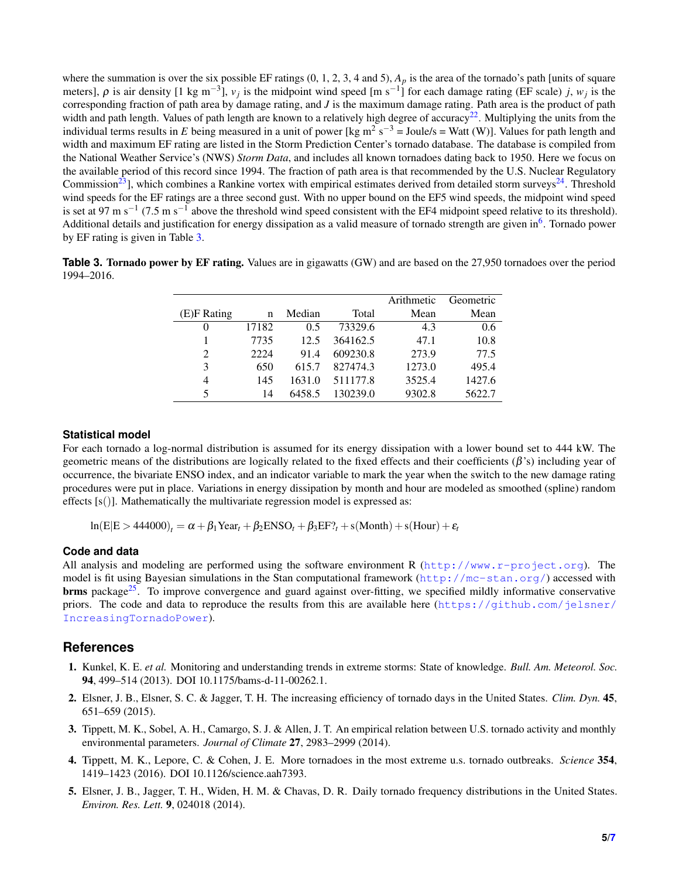where the summation is over the six possible EF ratings (0, 1, 2, 3, 4 and 5), $A_p$ is the area of the tornado's path [units of square meters], $\rho$ is air density [1 kg m$^{-3}$], $v_j$ is the midpoint wind speed [m s$^{-1}$] for each damage rating (EF scale) $j$, $w_j$ is the corresponding fraction of path area by damage rating, and $J$ is the maximum damage rating. Path area is the product of path width and path length. Values of path length are known to a relatively high degree of accuracy[22]. Multiplying the units from the individual terms results in $E$ being measured in a unit of power [kg m$^2$ s$^{-3}$ = Joule/s = Watt (W)]. Values for path length and width and maximum EF rating are listed in the Storm Prediction Center's tornado database. The database is compiled from the National Weather Service's (NWS) *Storm Data*, and includes all known tornadoes dating back to 1950. Here we focus on the available period of this record since 1994. The fraction of path area is that recommended by the U.S. Nuclear Regulatory Commission[23], which combines a Rankine vortex with empirical estimates derived from detailed storm surveys[24]. Threshold wind speeds for the EF ratings are a three second gust. With no upper bound on the EF5 wind speeds, the midpoint wind speed is set at 97 m s$^{-1}$ (7.5 m s$^{-1}$ above the threshold wind speed consistent with the EF4 midpoint speed relative to its threshold). Additional details and justification for energy dissipation as a valid measure of tornado strength are given in[6]. Tornado power by EF rating is given in Table 3.

**Table 3. Tornado power by EF rating.** Values are in gigawatts (GW) and are based on the 27,950 tornadoes over the period 1994–2016.

| (E)F Rating | n | Median | Total | Arithmetic Mean | Geometric Mean |
|---|---|---|---|---|---|
| 0 | 17182 | 0.5 | 73329.6 | 4.3 | 0.6 |
| 1 | 7735 | 12.5 | 364162.5 | 47.1 | 10.8 |
| 2 | 2224 | 91.4 | 609230.8 | 273.9 | 77.5 |
| 3 | 650 | 615.7 | 827474.3 | 1273.0 | 495.4 |
| 4 | 145 | 1631.0 | 511177.8 | 3525.4 | 1427.6 |
| 5 | 14 | 6458.5 | 130239.0 | 9302.8 | 5622.7 |

### Statistical model

For each tornado a log-normal distribution is assumed for its energy dissipation with a lower bound set to 444 kW. The geometric means of the distributions are logically related to the fixed effects and their coefficients ($\beta$'s) including year of occurrence, the bivariate ENSO index, and an indicator variable to mark the year when the switch to the new damage rating procedures were put in place. Variations in energy dissipation by month and hour are modeled as smoothed (spline) random effects [s()]. Mathematically the multivariate regression model is expressed as:

$$\ln(\mathrm{E}|\mathrm{E} > 444000)_t = \alpha + \beta_1 \mathrm{Year}_t + \beta_2 \mathrm{ENSO}_t + \beta_3 \mathrm{EF?}_t + \mathrm{s(Month)} + \mathrm{s(Hour)} + \varepsilon_t$$

### Code and data

All analysis and modeling are performed using the software environment R (http://www.r-project.org). The model is fit using Bayesian simulations in the Stan computational framework (http://mc-stan.org/) accessed with **brms** package[25]. To improve convergence and guard against over-fitting, we specified mildly informative conservative priors. The code and data to reproduce the results from this are available here (https://github.com/jelsner/IncreasingTornadoPower).

## References

1. Kunkel, K. E. *et al.* Monitoring and understanding trends in extreme storms: State of knowledge. *Bull. Am. Meteorol. Soc.* **94**, 499–514 (2013). DOI 10.1175/bams-d-11-00262.1.
2. Elsner, J. B., Elsner, S. C. & Jagger, T. H. The increasing efficiency of tornado days in the United States. *Clim. Dyn.* **45**, 651–659 (2015).
3. Tippett, M. K., Sobel, A. H., Camargo, S. J. & Allen, J. T. An empirical relation between U.S. tornado activity and monthly environmental parameters. *Journal of Climate* **27**, 2983–2999 (2014).
4. Tippett, M. K., Lepore, C. & Cohen, J. E. More tornadoes in the most extreme u.s. tornado outbreaks. *Science* **354**, 1419–1423 (2016). DOI 10.1126/science.aah7393.
5. Elsner, J. B., Jagger, T. H., Widen, H. M. & Chavas, D. R. Daily tornado frequency distributions in the United States. *Environ. Res. Lett.* **9**, 024018 (2014).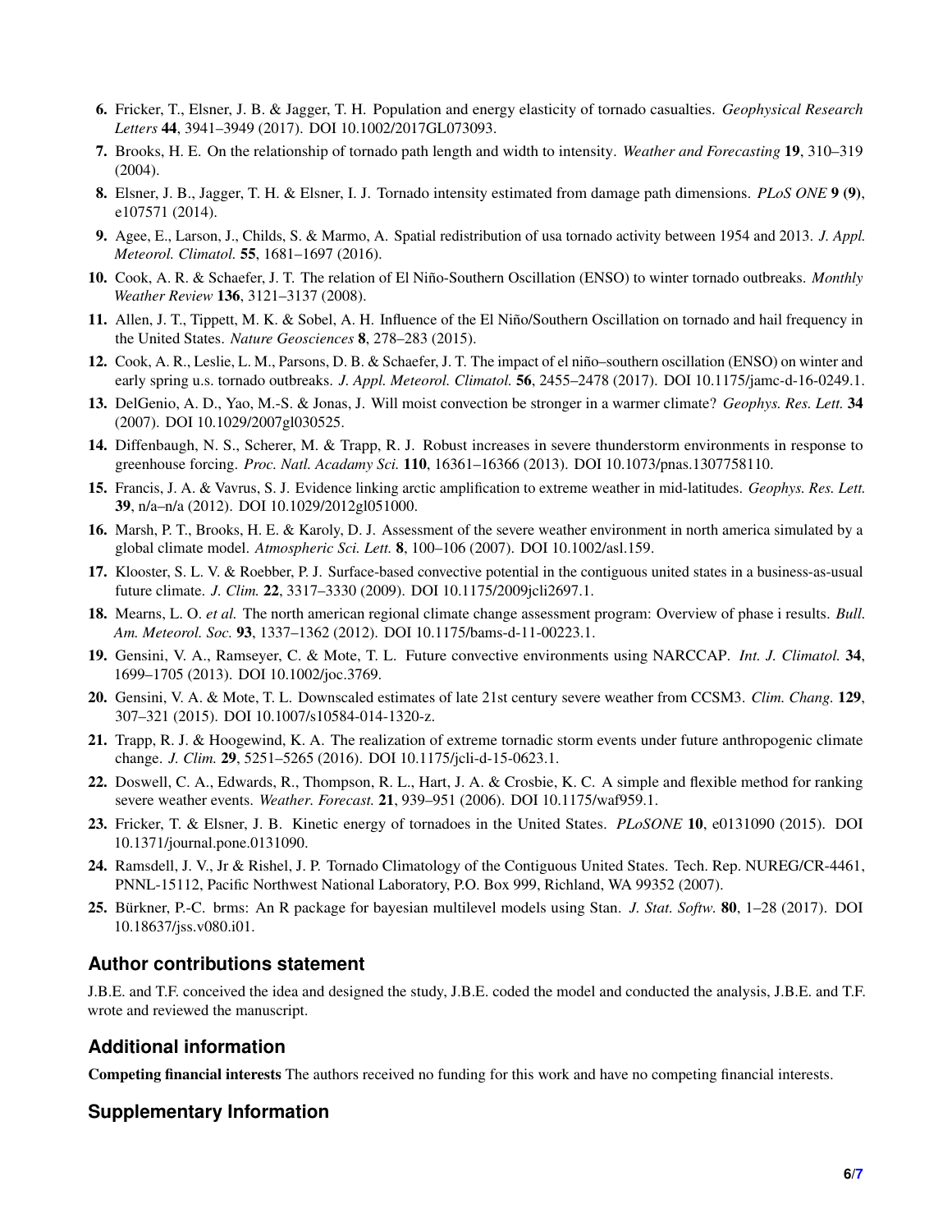6. Fricker, T., Elsner, J. B. & Jagger, T. H. Population and energy elasticity of tornado casualties. *Geophysical Research Letters* **44**, 3941–3949 (2017). DOI 10.1002/2017GL073093.
7. Brooks, H. E. On the relationship of tornado path length and width to intensity. *Weather and Forecasting* **19**, 310–319 (2004).
8. Elsner, J. B., Jagger, T. H. & Elsner, I. J. Tornado intensity estimated from damage path dimensions. *PLoS ONE* **9 (9)**, e107571 (2014).
9. Agee, E., Larson, J., Childs, S. & Marmo, A. Spatial redistribution of usa tornado activity between 1954 and 2013. *J. Appl. Meteorol. Climatol.* **55**, 1681–1697 (2016).
10. Cook, A. R. & Schaefer, J. T. The relation of El Niño-Southern Oscillation (ENSO) to winter tornado outbreaks. *Monthly Weather Review* **136**, 3121–3137 (2008).
11. Allen, J. T., Tippett, M. K. & Sobel, A. H. Influence of the El Niño/Southern Oscillation on tornado and hail frequency in the United States. *Nature Geosciences* **8**, 278–283 (2015).
12. Cook, A. R., Leslie, L. M., Parsons, D. B. & Schaefer, J. T. The impact of el niño–southern oscillation (ENSO) on winter and early spring u.s. tornado outbreaks. *J. Appl. Meteorol. Climatol.* **56**, 2455–2478 (2017). DOI 10.1175/jamc-d-16-0249.1.
13. DelGenio, A. D., Yao, M.-S. & Jonas, J. Will moist convection be stronger in a warmer climate? *Geophys. Res. Lett.* **34** (2007). DOI 10.1029/2007gl030525.
14. Diffenbaugh, N. S., Scherer, M. & Trapp, R. J. Robust increases in severe thunderstorm environments in response to greenhouse forcing. *Proc. Natl. Acadamy Sci.* **110**, 16361–16366 (2013). DOI 10.1073/pnas.1307758110.
15. Francis, J. A. & Vavrus, S. J. Evidence linking arctic amplification to extreme weather in mid-latitudes. *Geophys. Res. Lett.* **39**, n/a–n/a (2012). DOI 10.1029/2012gl051000.
16. Marsh, P. T., Brooks, H. E. & Karoly, D. J. Assessment of the severe weather environment in north america simulated by a global climate model. *Atmospheric Sci. Lett.* **8**, 100–106 (2007). DOI 10.1002/asl.159.
17. Klooster, S. L. V. & Roebber, P. J. Surface-based convective potential in the contiguous united states in a business-as-usual future climate. *J. Clim.* **22**, 3317–3330 (2009). DOI 10.1175/2009jcli2697.1.
18. Mearns, L. O. *et al.* The north american regional climate change assessment program: Overview of phase i results. *Bull. Am. Meteorol. Soc.* **93**, 1337–1362 (2012). DOI 10.1175/bams-d-11-00223.1.
19. Gensini, V. A., Ramseyer, C. & Mote, T. L. Future convective environments using NARCCAP. *Int. J. Climatol.* **34**, 1699–1705 (2013). DOI 10.1002/joc.3769.
20. Gensini, V. A. & Mote, T. L. Downscaled estimates of late 21st century severe weather from CCSM3. *Clim. Chang.* **129**, 307–321 (2015). DOI 10.1007/s10584-014-1320-z.
21. Trapp, R. J. & Hoogewind, K. A. The realization of extreme tornadic storm events under future anthropogenic climate change. *J. Clim.* **29**, 5251–5265 (2016). DOI 10.1175/jcli-d-15-0623.1.
22. Doswell, C. A., Edwards, R., Thompson, R. L., Hart, J. A. & Crosbie, K. C. A simple and flexible method for ranking severe weather events. *Weather. Forecast.* **21**, 939–951 (2006). DOI 10.1175/waf959.1.
23. Fricker, T. & Elsner, J. B. Kinetic energy of tornadoes in the United States. *PLoSONE* **10**, e0131090 (2015). DOI 10.1371/journal.pone.0131090.
24. Ramsdell, J. V., Jr & Rishel, J. P. Tornado Climatology of the Contiguous United States. Tech. Rep. NUREG/CR-4461, PNNL-15112, Pacific Northwest National Laboratory, P.O. Box 999, Richland, WA 99352 (2007).
25. Bürkner, P.-C. brms: An R package for bayesian multilevel models using Stan. *J. Stat. Softw.* **80**, 1–28 (2017). DOI 10.18637/jss.v080.i01.

## Author contributions statement

J.B.E. and T.F. conceived the idea and designed the study, J.B.E. coded the model and conducted the analysis, J.B.E. and T.F. wrote and reviewed the manuscript.

## Additional information

**Competing financial interests** The authors received no funding for this work and have no competing financial interests.

## Supplementary Information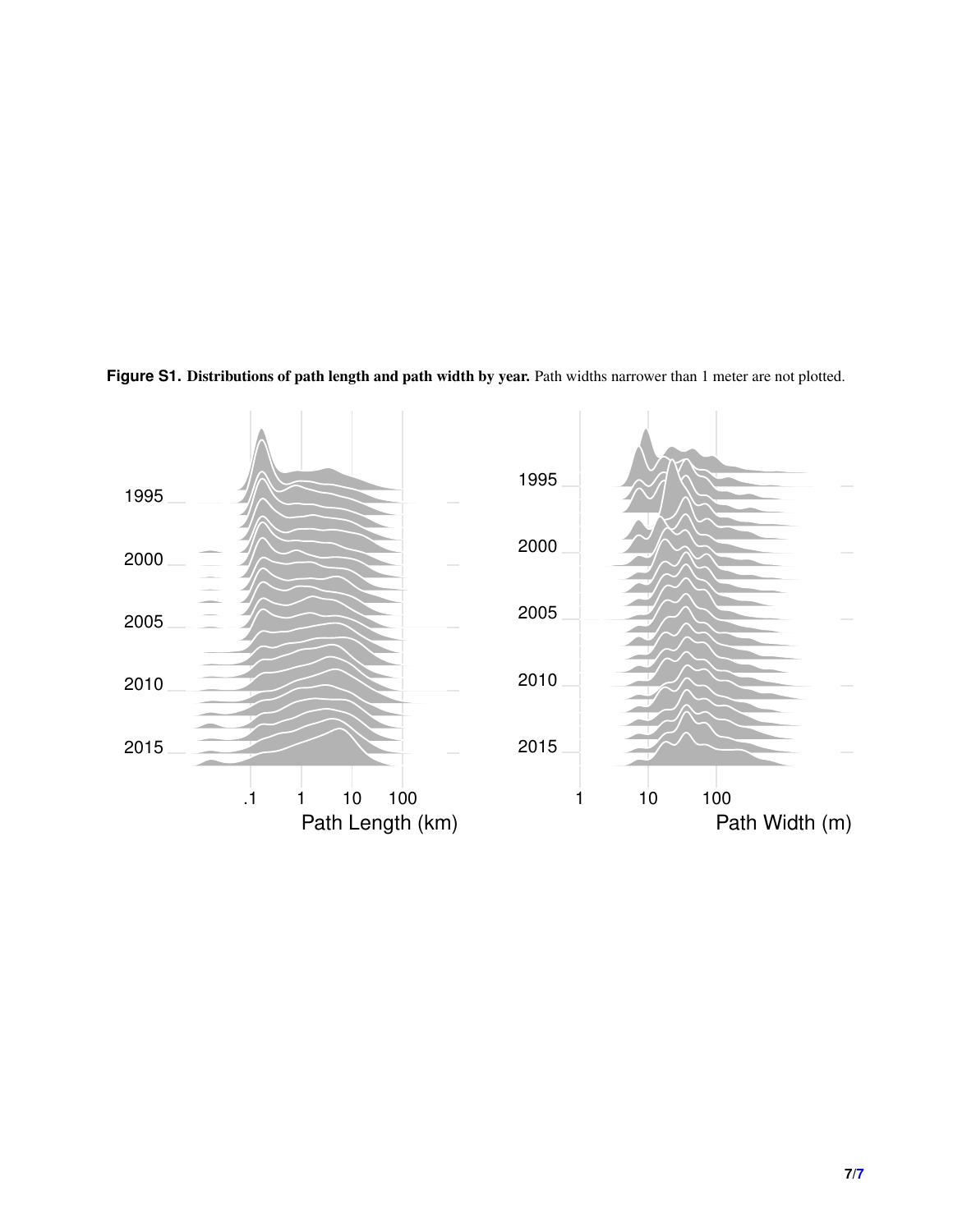**Figure S1. Distributions of path length and path width by year.** Path widths narrower than 1 meter are not plotted.

1995

2000

2005

2010

2015

.1 1 10 100

Path Length (km)

1995

2000

2005

2010

2015

1 10 100

Path Width (m)